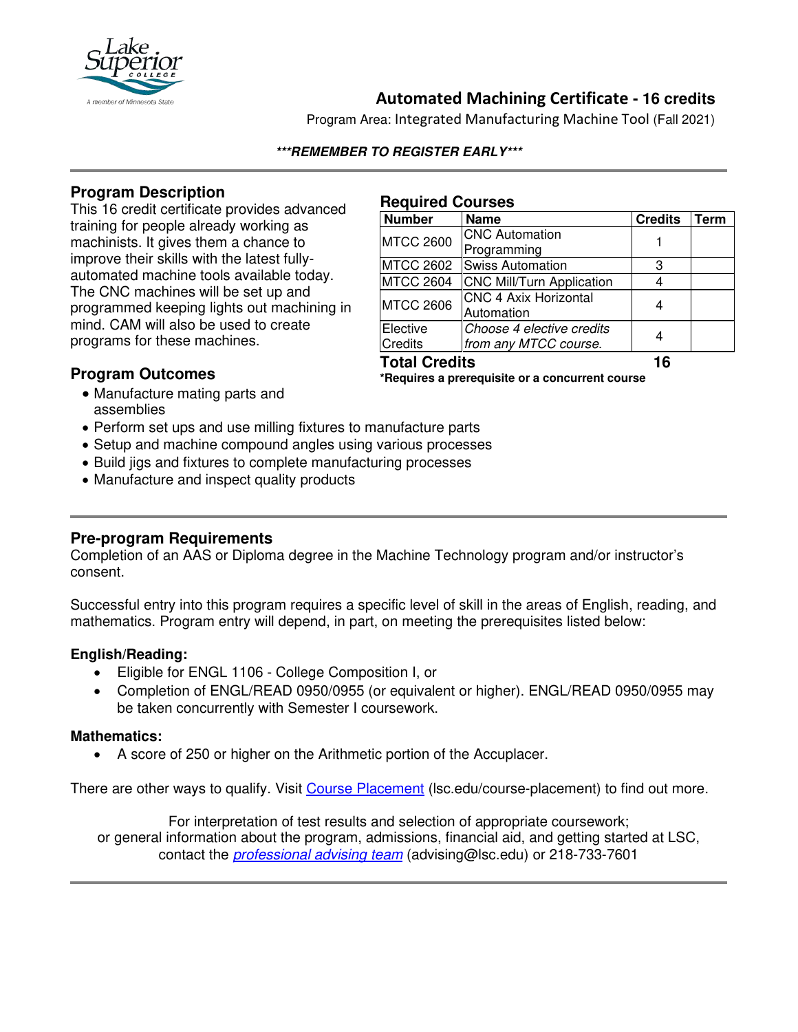# Automated Machining Certificate - 16 credits

Program Area: Integrated Manufacturing Machine Tool (Fall 2021)

***REMEMBER TO REGISTER EARLY***

## Program Description

This 16 credit certificate provides advanced training for people already working as machinists. It gives them a chance to improve their skills with the latest fully-automated machine tools available today. The CNC machines will be set up and programmed keeping lights out machining in mind. CAM will also be used to create programs for these machines.

## Program Outcomes

- Manufacture mating parts and assemblies
- Perform set ups and use milling fixtures to manufacture parts
- Setup and machine compound angles using various processes
- Build jigs and fixtures to complete manufacturing processes
- Manufacture and inspect quality products

## Required Courses

| Number | Name | Credits | Term |
|---|---|---|---|
| MTCC 2600 | CNC Automation Programming | 1 | |
| MTCC 2602 | Swiss Automation | 3 | |
| MTCC 2604 | CNC Mill/Turn Application | 4 | |
| MTCC 2606 | CNC 4 Axix Horizontal Automation | 4 | |
| Elective Credits | *Choose 4 elective credits from any MTCC course.* | 4 | |
| **Total Credits** | | **16** | |

**\*Requires a prerequisite or a concurrent course**

## Pre-program Requirements

Completion of an AAS or Diploma degree in the Machine Technology program and/or instructor's consent.

Successful entry into this program requires a specific level of skill in the areas of English, reading, and mathematics. Program entry will depend, in part, on meeting the prerequisites listed below:

### English/Reading:

- Eligible for ENGL 1106 - College Composition I, or
- Completion of ENGL/READ 0950/0955 (or equivalent or higher). ENGL/READ 0950/0955 may be taken concurrently with Semester I coursework.

### Mathematics:

- A score of 250 or higher on the Arithmetic portion of the Accuplacer.

There are other ways to qualify. Visit Course Placement (lsc.edu/course-placement) to find out more.

For interpretation of test results and selection of appropriate coursework; or general information about the program, admissions, financial aid, and getting started at LSC, contact the *professional advising team* (advising@lsc.edu) or 218-733-7601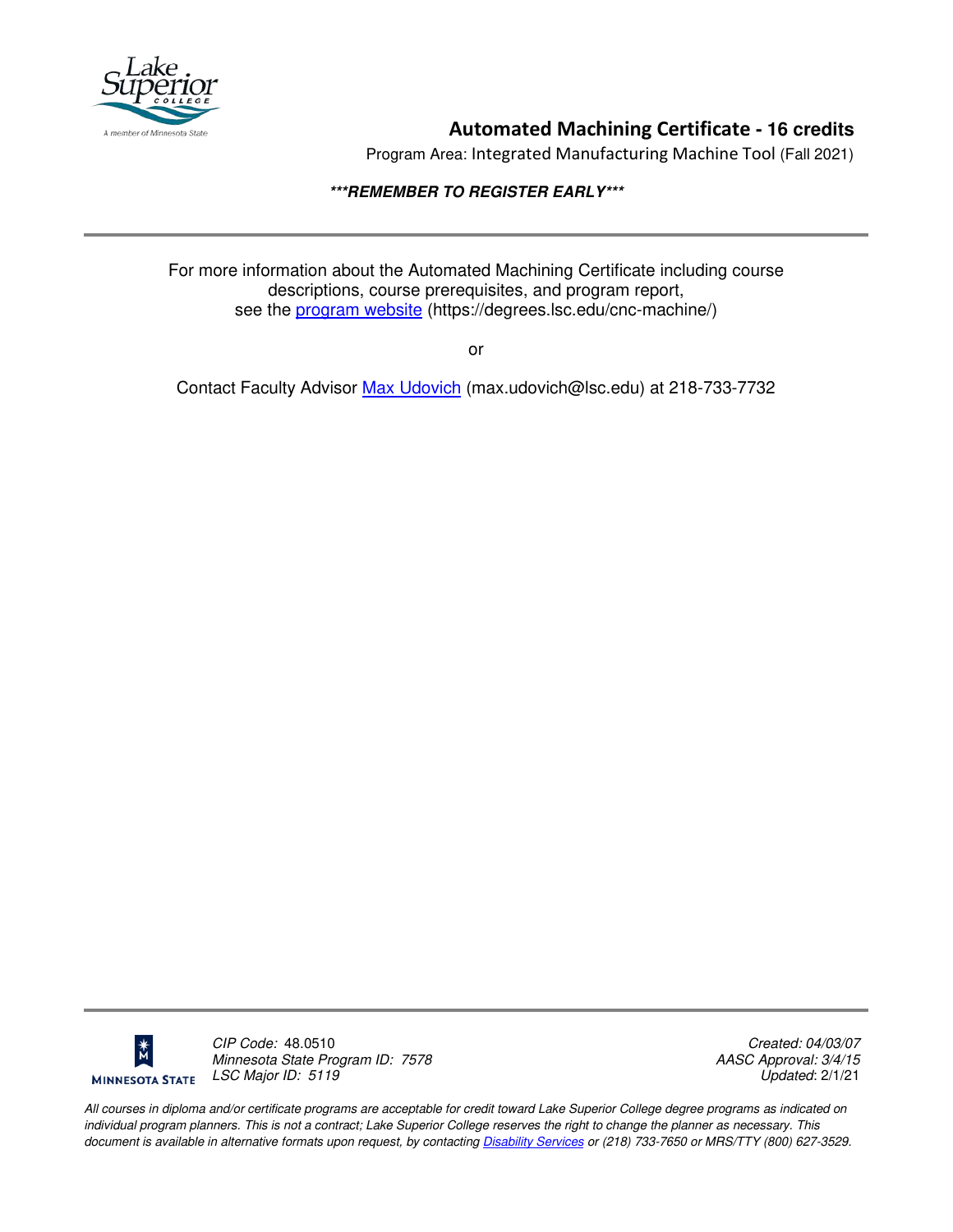# Automated Machining Certificate - 16 credits

Program Area: Integrated Manufacturing Machine Tool (Fall 2021)

***REMEMBER TO REGISTER EARLY***

---

For more information about the Automated Machining Certificate including course descriptions, course prerequisites, and program report, see the program website (https://degrees.lsc.edu/cnc-machine/)

or

Contact Faculty Advisor Max Udovich (max.udovich@lsc.edu) at 218-733-7732

---

*CIP Code:* 48.0510
*Minnesota State Program ID: 7578*
*LSC Major ID: 5119*

*Created: 04/03/07*
*AASC Approval: 3/4/15*
*Updated:* 2/1/21

*All courses in diploma and/or certificate programs are acceptable for credit toward Lake Superior College degree programs as indicated on individual program planners. This is not a contract; Lake Superior College reserves the right to change the planner as necessary. This document is available in alternative formats upon request, by contacting Disability Services or (218) 733-7650 or MRS/TTY (800) 627-3529.*